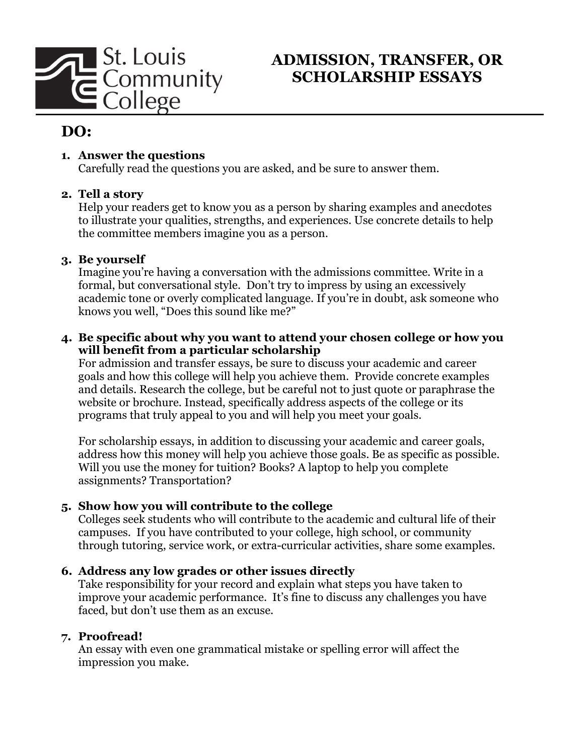St. Louis Community College

# ADMISSION, TRANSFER, OR SCHOLARSHIP ESSAYS

## DO:

1. **Answer the questions**
   Carefully read the questions you are asked, and be sure to answer them.

2. **Tell a story**
   Help your readers get to know you as a person by sharing examples and anecdotes to illustrate your qualities, strengths, and experiences. Use concrete details to help the committee members imagine you as a person.

3. **Be yourself**
   Imagine you're having a conversation with the admissions committee. Write in a formal, but conversational style. Don't try to impress by using an excessively academic tone or overly complicated language. If you're in doubt, ask someone who knows you well, "Does this sound like me?"

4. **Be specific about why you want to attend your chosen college or how you will benefit from a particular scholarship**
   For admission and transfer essays, be sure to discuss your academic and career goals and how this college will help you achieve them. Provide concrete examples and details. Research the college, but be careful not to just quote or paraphrase the website or brochure. Instead, specifically address aspects of the college or its programs that truly appeal to you and will help you meet your goals.

   For scholarship essays, in addition to discussing your academic and career goals, address how this money will help you achieve those goals. Be as specific as possible. Will you use the money for tuition? Books? A laptop to help you complete assignments? Transportation?

5. **Show how you will contribute to the college**
   Colleges seek students who will contribute to the academic and cultural life of their campuses. If you have contributed to your college, high school, or community through tutoring, service work, or extra-curricular activities, share some examples.

6. **Address any low grades or other issues directly**
   Take responsibility for your record and explain what steps you have taken to improve your academic performance. It's fine to discuss any challenges you have faced, but don't use them as an excuse.

7. **Proofread!**
   An essay with even one grammatical mistake or spelling error will affect the impression you make.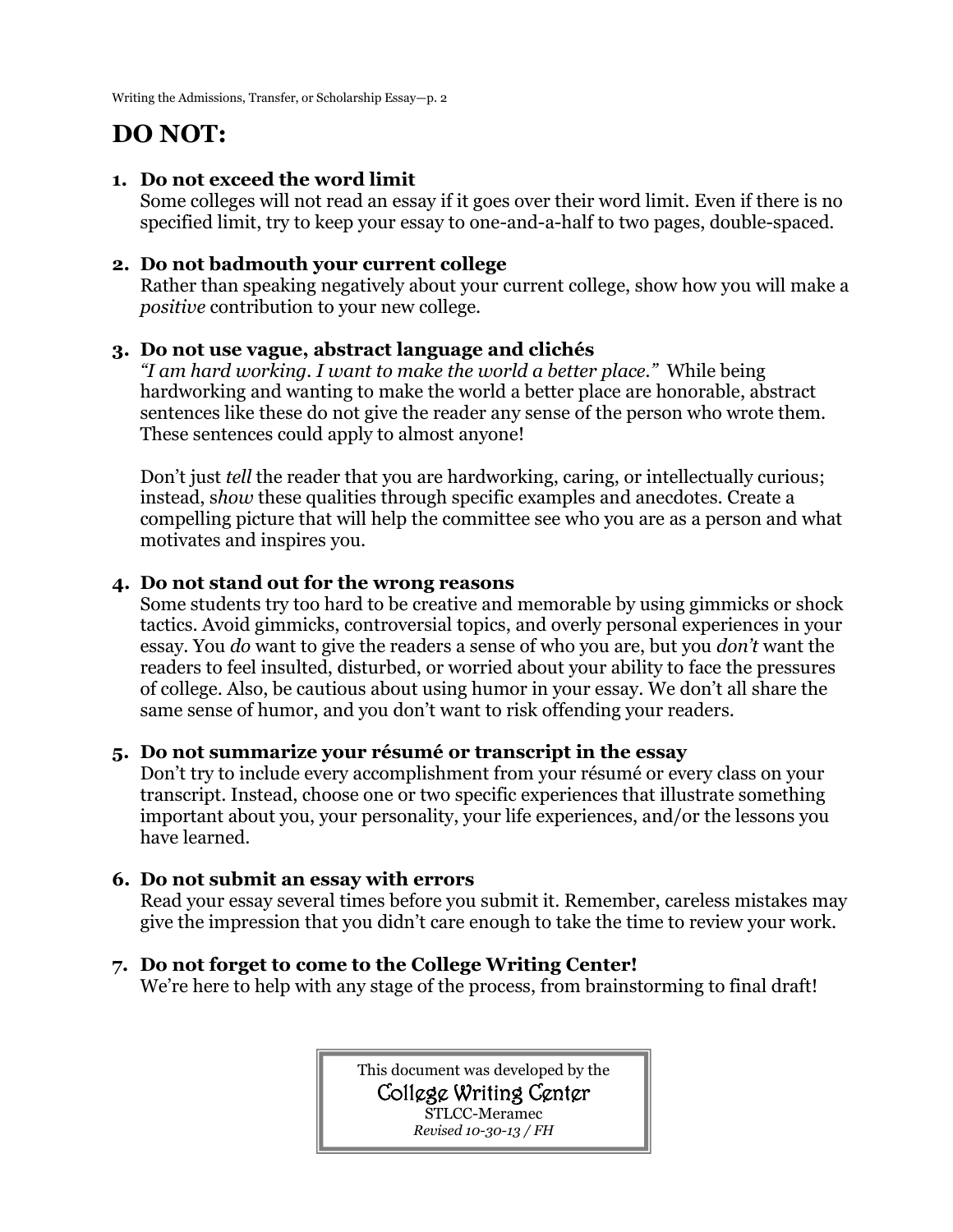# DO NOT:

1. **Do not exceed the word limit**
   Some colleges will not read an essay if it goes over their word limit. Even if there is no specified limit, try to keep your essay to one-and-a-half to two pages, double-spaced.

2. **Do not badmouth your current college**
   Rather than speaking negatively about your current college, show how you will make a *positive* contribution to your new college.

3. **Do not use vague, abstract language and clichés**
   *"I am hard working. I want to make the world a better place."* While being hardworking and wanting to make the world a better place are honorable, abstract sentences like these do not give the reader any sense of the person who wrote them. These sentences could apply to almost anyone!

   Don't just *tell* the reader that you are hardworking, caring, or intellectually curious; instead, s*how* these qualities through specific examples and anecdotes. Create a compelling picture that will help the committee see who you are as a person and what motivates and inspires you.

4. **Do not stand out for the wrong reasons**
   Some students try too hard to be creative and memorable by using gimmicks or shock tactics. Avoid gimmicks, controversial topics, and overly personal experiences in your essay. You *do* want to give the readers a sense of who you are, but you *don't* want the readers to feel insulted, disturbed, or worried about your ability to face the pressures of college. Also, be cautious about using humor in your essay. We don't all share the same sense of humor, and you don't want to risk offending your readers.

5. **Do not summarize your résumé or transcript in the essay**
   Don't try to include every accomplishment from your résumé or every class on your transcript. Instead, choose one or two specific experiences that illustrate something important about you, your personality, your life experiences, and/or the lessons you have learned.

6. **Do not submit an essay with errors**
   Read your essay several times before you submit it. Remember, careless mistakes may give the impression that you didn't care enough to take the time to review your work.

7. **Do not forget to come to the College Writing Center!**
   We're here to help with any stage of the process, from brainstorming to final draft!

This document was developed by the
College Writing Center
STLCC-Meramec
*Revised 10-30-13 / FH*